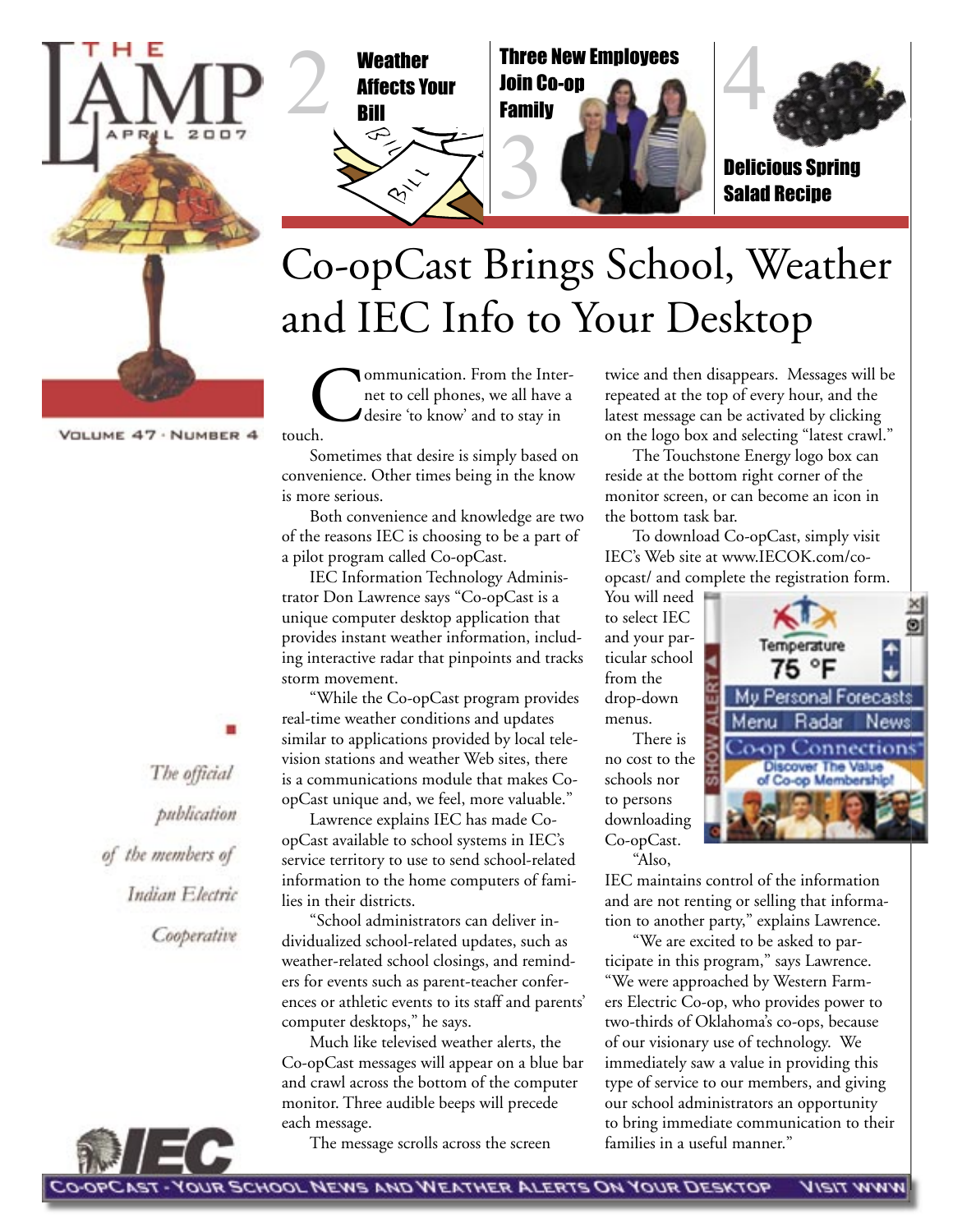# THE LAMP

APRIL 2007

VOLUME 47 · NUMBER 4

2 **Weather Affects Your Bill**

3 **Three New Employees Join Co-op Family**

4 **Delicious Spring Salad Recipe**

*The official publication of the members of Indian Electric Cooperative*

# Co-opCast Brings School, Weather and IEC Info to Your Desktop

Communication. From the Internet to cell phones, we all have a desire 'to know' and to stay in touch.

Sometimes that desire is simply based on convenience. Other times being in the know is more serious.

Both convenience and knowledge are two of the reasons IEC is choosing to be a part of a pilot program called Co-opCast.

IEC Information Technology Administrator Don Lawrence says "Co-opCast is a unique computer desktop application that provides instant weather information, including interactive radar that pinpoints and tracks storm movement.

"While the Co-opCast program provides real-time weather conditions and updates similar to applications provided by local television stations and weather Web sites, there is a communications module that makes Co-opCast unique and, we feel, more valuable."

Lawrence explains IEC has made Co-opCast available to school systems in IEC's service territory to use to send school-related information to the home computers of families in their districts.

"School administrators can deliver individualized school-related updates, such as weather-related school closings, and reminders for events such as parent-teacher conferences or athletic events to its staff and parents' computer desktops," he says.

Much like televised weather alerts, the Co-opCast messages will appear on a blue bar and crawl across the bottom of the computer monitor. Three audible beeps will precede each message.

The message scrolls across the screen twice and then disappears. Messages will be repeated at the top of every hour, and the latest message can be activated by clicking on the logo box and selecting "latest crawl."

The Touchstone Energy logo box can reside at the bottom right corner of the monitor screen, or can become an icon in the bottom task bar.

To download Co-opCast, simply visit IEC's Web site at www.IECOK.com/co-opcast/ and complete the registration form. You will need to select IEC and your particular school from the drop-down menus.

There is no cost to the schools nor to persons downloading Co-opCast.

"Also, IEC maintains control of the information and are not renting or selling that information to another party," explains Lawrence.

"We are excited to be asked to participate in this program," says Lawrence. "We were approached by Western Farmers Electric Co-op, who provides power to two-thirds of Oklahoma's co-ops, because of our visionary use of technology. We immediately saw a value in providing this type of service to our members, and giving our school administrators an opportunity to bring immediate communication to their families in a useful manner."

CO-OPCAST - YOUR SCHOOL NEWS AND WEATHER ALERTS ON YOUR DESKTOP VISIT WWW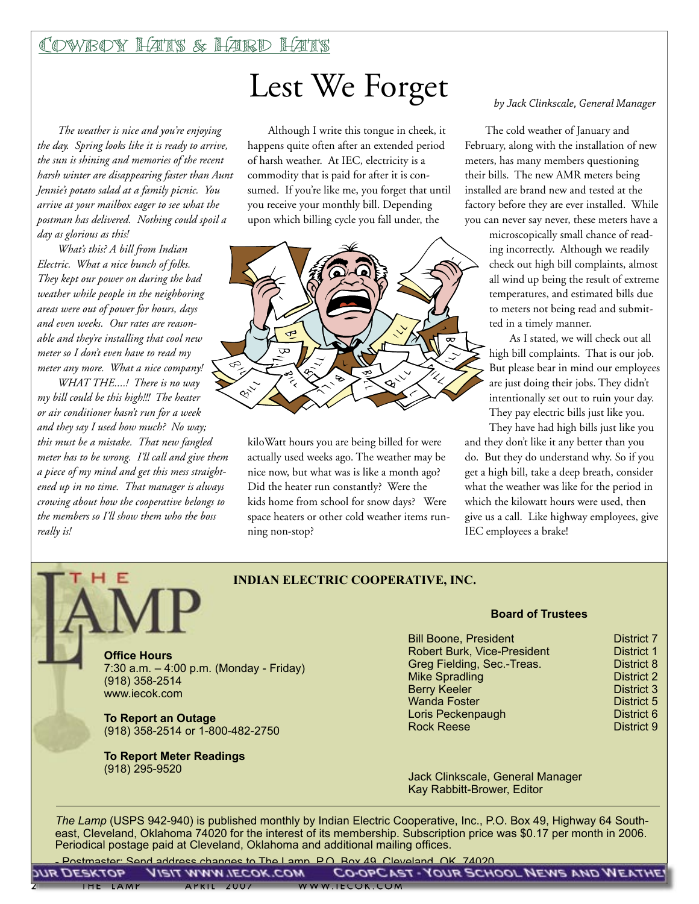# Lest We Forget

*by Jack Clinkscale, General Manager*

*The weather is nice and you're enjoying the day. Spring looks like it is ready to arrive, the sun is shining and memories of the recent harsh winter are disappearing faster than Aunt Jennie's potato salad at a family picnic. You arrive at your mailbox eager to see what the postman has delivered. Nothing could spoil a day as glorious as this!*

*What's this? A bill from Indian Electric. What a nice bunch of folks. They kept our power on during the bad weather while people in the neighboring areas were out of power for hours, days and even weeks. Our rates are reasonable and they're installing that cool new meter so I don't even have to read my meter any more. What a nice company!*

*WHAT THE....! There is no way my bill could be this high!!! The heater or air conditioner hasn't run for a week and they say I used how much? No way; this must be a mistake. That new fangled meter has to be wrong. I'll call and give them a piece of my mind and get this mess straightened up in no time. That manager is always crowing about how the cooperative belongs to the members so I'll show them who the boss really is!*

Although I write this tongue in cheek, it happens quite often after an extended period of harsh weather. At IEC, electricity is a commodity that is paid for after it is consumed. If you're like me, you forget that until you receive your monthly bill. Depending upon which billing cycle you fall under, the kiloWatt hours you are being billed for were actually used weeks ago. The weather may be nice now, but what was is like a month ago? Did the heater run constantly? Were the kids home from school for snow days? Were space heaters or other cold weather items running non-stop?

The cold weather of January and February, along with the installation of new meters, has many members questioning their bills. The new AMR meters being installed are brand new and tested at the factory before they are ever installed. While you can never say never, these meters have a microscopically small chance of reading incorrectly. Although we readily check out high bill complaints, almost all wind up being the result of extreme temperatures, and estimated bills due to meters not being read and submitted in a timely manner.

As I stated, we will check out all high bill complaints. That is our job. But please bear in mind our employees are just doing their jobs. They didn't intentionally set out to ruin your day. They pay electric bills just like you. They have had high bills just like you and they don't like it any better than you do. But they do understand why. So if you get a high bill, take a deep breath, consider what the weather was like for the period in which the kilowatt hours were used, then give us a call. Like highway employees, give IEC employees a brake!

---

## THE LAMP

**INDIAN ELECTRIC COOPERATIVE, INC.**

**Office Hours**
7:30 a.m. – 4:00 p.m. (Monday - Friday)
(918) 358-2514
www.iecok.com

**To Report an Outage**
(918) 358-2514 or 1-800-482-2750

**To Report Meter Readings**
(918) 295-9520

**Board of Trustees**

| Name | District |
|---|---|
| Bill Boone, President | District 7 |
| Robert Burk, Vice-President | District 1 |
| Greg Fielding, Sec.-Treas. | District 8 |
| Mike Spradling | District 2 |
| Berry Keeler | District 3 |
| Wanda Foster | District 5 |
| Loris Peckenpaugh | District 6 |
| Rock Reese | District 9 |

Jack Clinkscale, General Manager
Kay Rabbitt-Brower, Editor

*The Lamp* (USPS 942-940) is published monthly by Indian Electric Cooperative, Inc., P.O. Box 49, Highway 64 Southeast, Cleveland, Oklahoma 74020 for the interest of its membership. Subscription price was $0.17 per month in 2006. Periodical postage paid at Cleveland, Oklahoma and additional mailing offices.

- Postmaster: Send address changes to The Lamp, P.O. Box 49, Cleveland, OK 74020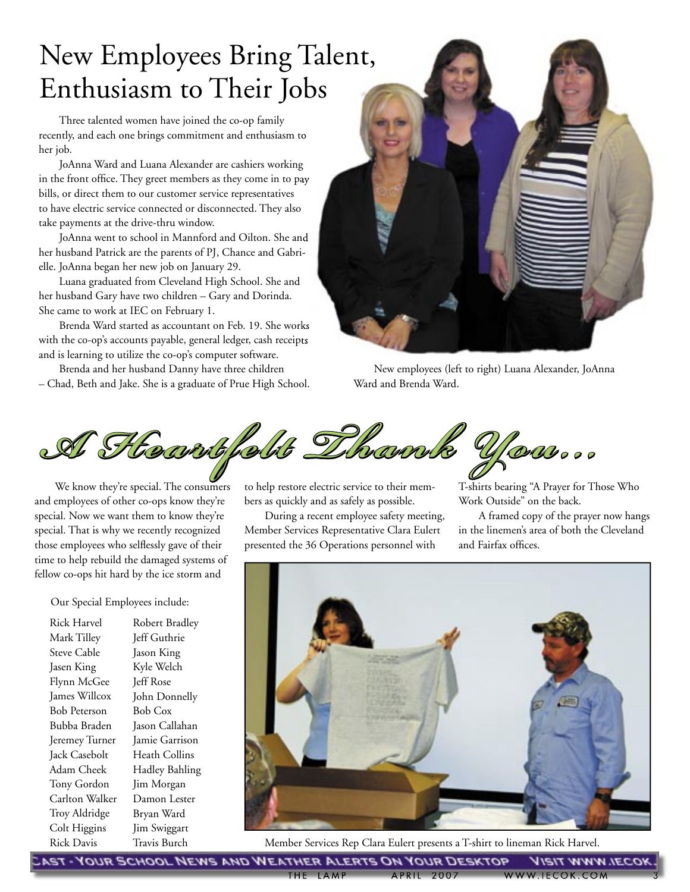# New Employees Bring Talent, Enthusiasm to Their Jobs

Three talented women have joined the co-op family recently, and each one brings commitment and enthusiasm to her job.

JoAnna Ward and Luana Alexander are cashiers working in the front office. They greet members as they come in to pay bills, or direct them to our customer service representatives to have electric service connected or disconnected. They also take payments at the drive-thru window.

JoAnna went to school in Mannford and Oilton. She and her husband Patrick are the parents of PJ, Chance and Gabrielle. JoAnna began her new job on January 29.

Luana graduated from Cleveland High School. She and her husband Gary have two children – Gary and Dorinda. She came to work at IEC on February 1.

Brenda Ward started as accountant on Feb. 19. She works with the co-op's accounts payable, general ledger, cash receipts and is learning to utilize the co-op's computer software.

Brenda and her husband Danny have three children – Chad, Beth and Jake. She is a graduate of Prue High School.

New employees (left to right) Luana Alexander, JoAnna Ward and Brenda Ward.

# A Heartfelt Thank You...

We know they're special. The consumers and employees of other co-ops know they're special. Now we want them to know they're special. That is why we recently recognized those employees who selflessly gave of their time to help rebuild the damaged systems of fellow co-ops hit hard by the ice storm and to help restore electric service to their members as quickly and as safely as possible.

During a recent employee safety meeting, Member Services Representative Clara Eulert presented the 36 Operations personnel with T-shirts bearing "A Prayer for Those Who Work Outside" on the back.

A framed copy of the prayer now hangs in the linemen's area of both the Cleveland and Fairfax offices.

Our Special Employees include:

| | |
|---|---|
| Rick Harvel | Robert Bradley |
| Mark Tilley | Jeff Guthrie |
| Steve Cable | Jason King |
| Jasen King | Kyle Welch |
| Flynn McGee | Jeff Rose |
| James Willcox | John Donnelly |
| Bob Peterson | Bob Cox |
| Bubba Braden | Jason Callahan |
| Jeremey Turner | Jamie Garrison |
| Jack Casebolt | Heath Collins |
| Adam Cheek | Hadley Bahling |
| Tony Gordon | Jim Morgan |
| Carlton Walker | Damon Lester |
| Troy Aldridge | Bryan Ward |
| Colt Higgins | Jim Swiggart |
| Rick Davis | Travis Burch |

Member Services Rep Clara Eulert presents a T-shirt to lineman Rick Harvel.

...CAST - YOUR SCHOOL NEWS AND WEATHER ALERTS ON YOUR DESKTOP VISIT WWW.IECOK...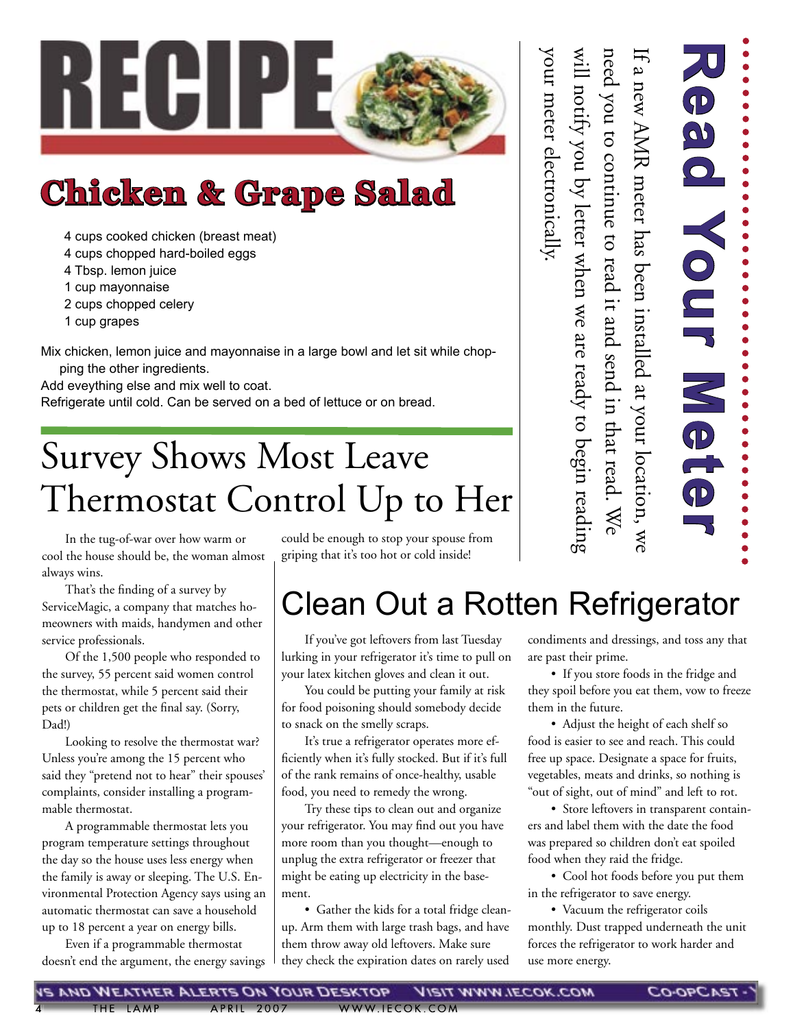# RECIPE

## Chicken & Grape Salad

- 4 cups cooked chicken (breast meat)
- 4 cups chopped hard-boiled eggs
- 4 Tbsp. lemon juice
- 1 cup mayonnaise
- 2 cups chopped celery
- 1 cup grapes

Mix chicken, lemon juice and mayonnaise in a large bowl and let sit while chopping the other ingredients.

Add eveything else and mix well to coat.

Refrigerate until cold. Can be served on a bed of lettuce or on bread.

## Read Your Meter

If a new AMR meter has been installed at your location, we need you to continue to read it and send in that read. We will notify you by letter when we are ready to begin reading your meter electronically.

# Survey Shows Most Leave Thermostat Control Up to Her

In the tug-of-war over how warm or cool the house should be, the woman almost always wins.

That's the finding of a survey by ServiceMagic, a company that matches homeowners with maids, handymen and other service professionals.

Of the 1,500 people who responded to the survey, 55 percent said women control the thermostat, while 5 percent said their pets or children get the final say. (Sorry, Dad!)

Looking to resolve the thermostat war? Unless you're among the 15 percent who said they "pretend not to hear" their spouses' complaints, consider installing a programmable thermostat.

A programmable thermostat lets you program temperature settings throughout the day so the house uses less energy when the family is away or sleeping. The U.S. Environmental Protection Agency says using an automatic thermostat can save a household up to 18 percent a year on energy bills.

Even if a programmable thermostat doesn't end the argument, the energy savings could be enough to stop your spouse from griping that it's too hot or cold inside!

# Clean Out a Rotten Refrigerator

If you've got leftovers from last Tuesday lurking in your refrigerator it's time to pull on your latex kitchen gloves and clean it out.

You could be putting your family at risk for food poisoning should somebody decide to snack on the smelly scraps.

It's true a refrigerator operates more efficiently when it's fully stocked. But if it's full of the rank remains of once-healthy, usable food, you need to remedy the wrong.

Try these tips to clean out and organize your refrigerator. You may find out you have more room than you thought—enough to unplug the extra refrigerator or freezer that might be eating up electricity in the basement.

- Gather the kids for a total fridge clean-up. Arm them with large trash bags, and have them throw away old leftovers. Make sure they check the expiration dates on rarely used condiments and dressings, and toss any that are past their prime.
- If you store foods in the fridge and they spoil before you eat them, vow to freeze them in the future.
- Adjust the height of each shelf so food is easier to see and reach. This could free up space. Designate a space for fruits, vegetables, meats and drinks, so nothing is "out of sight, out of mind" and left to rot.
- Store leftovers in transparent containers and label them with the date the food was prepared so children don't eat spoiled food when they raid the fridge.
- Cool hot foods before you put them in the refrigerator to save energy.
- Vacuum the refrigerator coils monthly. Dust trapped underneath the unit forces the refrigerator to work harder and use more energy.

...S AND WEATHER ALERTS ON YOUR DESKTOP VISIT WWW.IECOK.COM CO-OPCAST -...